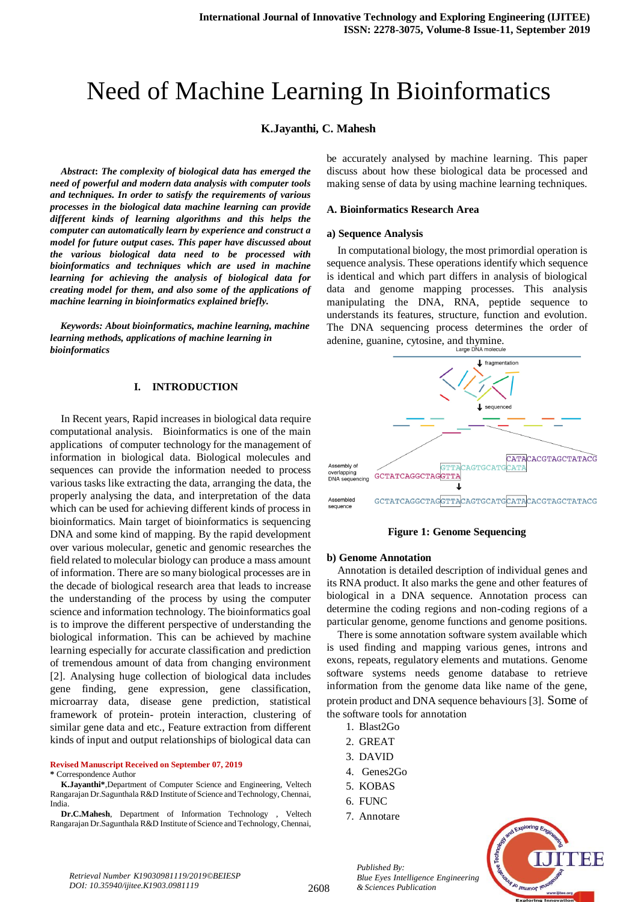# Need of Machine Learning In Bioinformatics

**K.Jayanthi, C. Mahesh**

***Abstract*: *The complexity of biological data has emerged the need of powerful and modern data analysis with computer tools and techniques. In order to satisfy the requirements of various processes in the biological data machine learning can provide different kinds of learning algorithms and this helps the computer can automatically learn by experience and construct a model for future output cases. This paper have discussed about the various biological data need to be processed with bioinformatics and techniques which are used in machine learning for achieving the analysis of biological data for creating model for them, and also some of the applications of machine learning in bioinformatics explained briefly.***

***Keywords: About bioinformatics, machine learning, machine learning methods, applications of machine learning in bioinformatics***

## I. INTRODUCTION

In Recent years, Rapid increases in biological data require computational analysis. Bioinformatics is one of the main applications of computer technology for the management of information in biological data. Biological molecules and sequences can provide the information needed to process various tasks like extracting the data, arranging the data, the properly analysing the data, and interpretation of the data which can be used for achieving different kinds of process in bioinformatics. Main target of bioinformatics is sequencing DNA and some kind of mapping. By the rapid development over various molecular, genetic and genomic researches the field related to molecular biology can produce a mass amount of information. There are so many biological processes are in the decade of biological research area that leads to increase the understanding of the process by using the computer science and information technology. The bioinformatics goal is to improve the different perspective of understanding the biological information. This can be achieved by machine learning especially for accurate classification and prediction of tremendous amount of data from changing environment [2]. Analysing huge collection of biological data includes gene finding, gene expression, gene classification, microarray data, disease gene prediction, statistical framework of protein- protein interaction, clustering of similar gene data and etc., Feature extraction from different kinds of input and output relationships of biological data can be accurately analysed by machine learning. This paper discuss about how these biological data be processed and making sense of data by using machine learning techniques.

### A. Bioinformatics Research Area

#### a) Sequence Analysis

In computational biology, the most primordial operation is sequence analysis. These operations identify which sequence is identical and which part differs in analysis of biological data and genome mapping processes. This analysis manipulating the DNA, RNA, peptide sequence to understands its features, structure, function and evolution. The DNA sequencing process determines the order of adenine, guanine, cytosine, and thymine.

**Figure 1: Genome Sequencing**

#### b) Genome Annotation

Annotation is detailed description of individual genes and its RNA product. It also marks the gene and other features of biological in a DNA sequence. Annotation process can determine the coding regions and non-coding regions of a particular genome, genome functions and genome positions.

There is some annotation software system available which is used finding and mapping various genes, introns and exons, repeats, regulatory elements and mutations. Genome software systems needs genome database to retrieve information from the genome data like name of the gene, protein product and DNA sequence behaviours [3]. Some of the software tools for annotation

1. Blast2Go
2. GREAT
3. DAVID
4. Genes2Go
5. KOBAS
6. FUNC
7. Annotare

---

**Revised Manuscript Received on September 07, 2019**

**\*** Correspondence Author

**K.Jayanthi\***,Department of Computer Science and Engineering, Veltech Rangarajan Dr.Sagunthala R&D Institute of Science and Technology, Chennai, India.

**Dr.C.Mahesh**, Department of Information Technology , Veltech Rangarajan Dr.Sagunthala R&D Institute of Science and Technology, Chennai,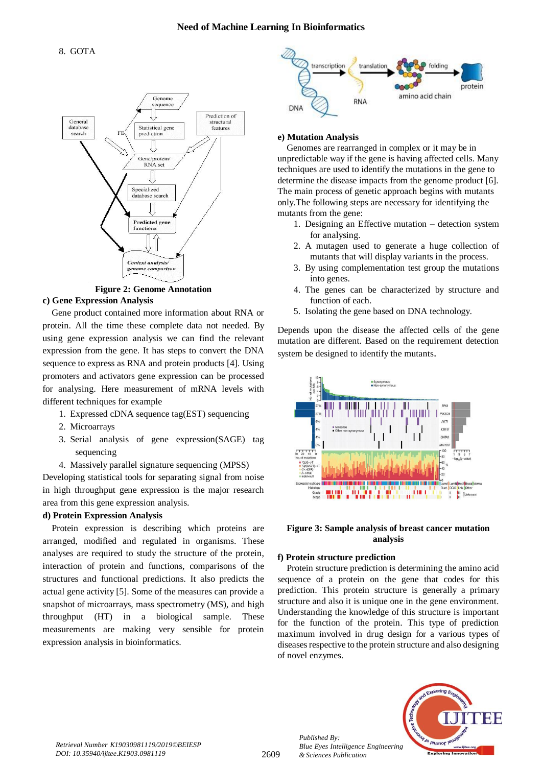8. GOTA

**Figure 2: Genome Annotation**

### c) Gene Expression Analysis

Gene product contained more information about RNA or protein. All the time these complete data not needed. By using gene expression analysis we can find the relevant expression from the gene. It has steps to convert the DNA sequence to express as RNA and protein products [4]. Using promoters and activators gene expression can be processed for analysing. Here measurement of mRNA levels with different techniques for example

1. Expressed cDNA sequence tag(EST) sequencing
2. Microarrays
3. Serial analysis of gene expression(SAGE) tag sequencing
4. Massively parallel signature sequencing (MPSS)

Developing statistical tools for separating signal from noise in high throughput gene expression is the major research area from this gene expression analysis.

### d) Protein Expression Analysis

Protein expression is describing which proteins are arranged, modified and regulated in organisms. These analyses are required to study the structure of the protein, interaction of protein and functions, comparisons of the structures and functional predictions. It also predicts the actual gene activity [5]. Some of the measures can provide a snapshot of microarrays, mass spectrometry (MS), and high throughput (HT) in a biological sample. These measurements are making very sensible for protein expression analysis in bioinformatics.

### e) Mutation Analysis

Genomes are rearranged in complex or it may be in unpredictable way if the gene is having affected cells. Many techniques are used to identify the mutations in the gene to determine the disease impacts from the genome product [6]. The main process of genetic approach begins with mutants only.The following steps are necessary for identifying the mutants from the gene:

1. Designing an Effective mutation – detection system for analysing.
2. A mutagen used to generate a huge collection of mutants that will display variants in the process.
3. By using complementation test group the mutations into genes.
4. The genes can be characterized by structure and function of each.
5. Isolating the gene based on DNA technology.

Depends upon the disease the affected cells of the gene mutation are different. Based on the requirement detection system be designed to identify the mutants.

**Figure 3: Sample analysis of breast cancer mutation analysis**

### f) Protein structure prediction

Protein structure prediction is determining the amino acid sequence of a protein on the gene that codes for this prediction. This protein structure is generally a primary structure and also it is unique one in the gene environment. Understanding the knowledge of this structure is important for the function of the protein. This type of prediction maximum involved in drug design for a various types of diseases respective to the protein structure and also designing of novel enzymes.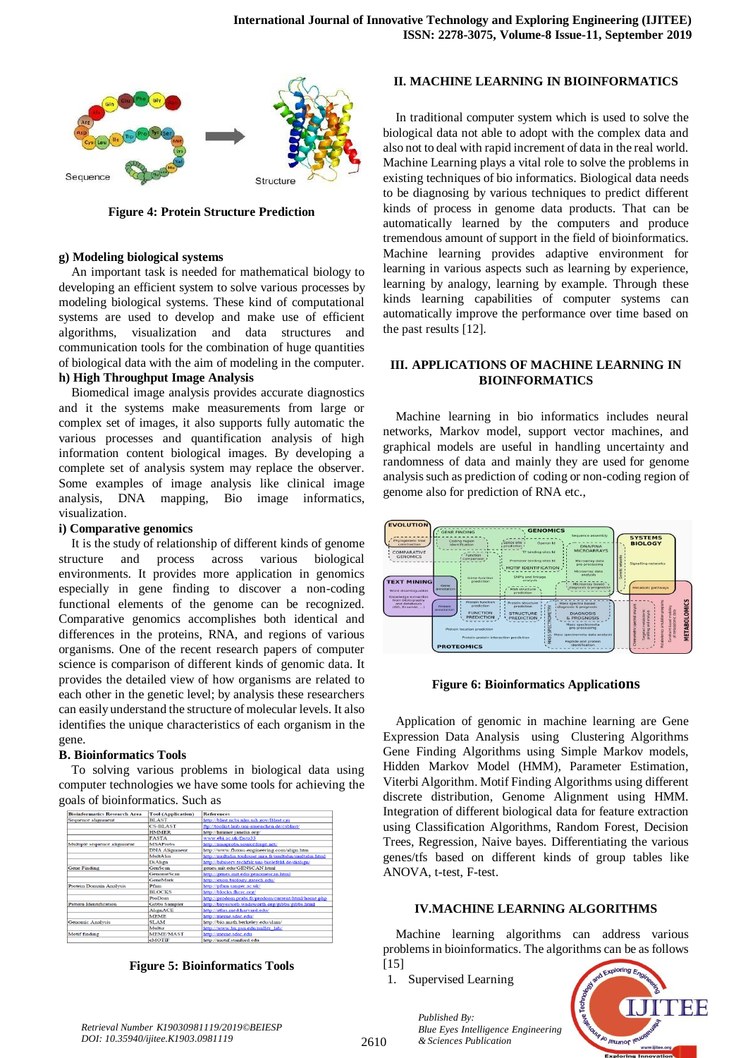Figure 4: Protein Structure Prediction

**g) Modeling biological systems**

An important task is needed for mathematical biology to developing an efficient system to solve various processes by modeling biological systems. These kind of computational systems are used to develop and make use of efficient algorithms, visualization and data structures and communication tools for the combination of huge quantities of biological data with the aim of modeling in the computer.

**h) High Throughput Image Analysis**

Biomedical image analysis provides accurate diagnostics and it the systems make measurements from large or complex set of images, it also supports fully automatic the various processes and quantification analysis of high information content biological images. By developing a complete set of analysis system may replace the observer. Some examples of image analysis like clinical image analysis, DNA mapping, Bio image informatics, visualization.

**i) Comparative genomics**

It is the study of relationship of different kinds of genome structure and process across various biological environments. It provides more application in genomics especially in gene finding to discover a non-coding functional elements of the genome can be recognized. Comparative genomics accomplishes both identical and differences in the proteins, RNA, and regions of various organisms. One of the recent research papers of computer science is comparison of different kinds of genomic data. It provides the detailed view of how organisms are related to each other in the genetic level; by analysis these researchers can easily understand the structure of molecular levels. It also identifies the unique characteristics of each organism in the gene.

**B. Bioinformatics Tools**

To solving various problems in biological data using computer technologies we have some tools for achieving the goals of bioinformatics. Such as

| Bioinformatics Research Area | Tool (Application) | References |
|---|---|---|
| Sequence alignment | BLAST | http://blast.ncbi.nlm.nih.gov/Blast.cgi |
| | CS-BLAST | ftp://toolkit.lmb.uni-muenchen.de/csblast/ |
| | HMMER | http://hmmer.janelia.org/ |
| | FASTA | www.ebi.ac.uk/fasta33 |
| Multiple sequence alignment | MSAProbs | http://msaprobs.sourceforge.net/ |
| | DNA Alignment | http://www.fluxus-engineering.com/align.htm |
| | MultAlin | http://multalin.toulouse.inra.fr/multalin/multalin.html |
| | DiAlign | http://bibiserv.techfak.uni-bielefeld.de/dialign/ |
| Gene Finding | GenScan | genes.mit.edu/GENSCAN.html |
| | GenomeScan | http://genes.mit.edu/genomescan.html |
| | GeneMark | http://exon.biology.gatech.edu/ |
| Protein Domain Analysis | Pfam | http://pfam.sanger.ac.uk/ |
| | BLOCKS | http://blocks.fhcrc.org/ |
| | ProDom | http://prodom.prabi.fr/prodom/current/html/home.php |
| Pattern Identification | Gibbs Sampler | http://bayesweb.wadsworth.org/gibbs/gibbs.html |
| | AlignACE | http://atlas.med.harvard.edu/ |
| | MEME | http://meme.sdsc.edu/ |
| Genomic Analysis | SLAM | http://bio.math.berkeley.edu/slam/ |
| | Mulan | http://www.bx.psu.edu/miller_lab/ |
| Motif finding | MEME/MAST | http://meme.sdsc.edu |
| | eMOTIF | http://motif.stanford.edu |

Figure 5: Bioinformatics Tools

## II. MACHINE LEARNING IN BIOINFORMATICS

In traditional computer system which is used to solve the biological data not able to adopt with the complex data and also not to deal with rapid increment of data in the real world. Machine Learning plays a vital role to solve the problems in existing techniques of bio informatics. Biological data needs to be diagnosing by various techniques to predict different kinds of process in genome data products. That can be automatically learned by the computers and produce tremendous amount of support in the field of bioinformatics. Machine learning provides adaptive environment for learning in various aspects such as learning by experience, learning by analogy, learning by example. Through these kinds learning capabilities of computer systems can automatically improve the performance over time based on the past results [12].

## III. APPLICATIONS OF MACHINE LEARNING IN BIOINFORMATICS

Machine learning in bio informatics includes neural networks, Markov model, support vector machines, and graphical models are useful in handling uncertainty and randomness of data and mainly they are used for genome analysis such as prediction of coding or non-coding region of genome also for prediction of RNA etc.,

Figure 6: Bioinformatics Applications

Application of genomic in machine learning are Gene Expression Data Analysis using Clustering Algorithms Gene Finding Algorithms using Simple Markov models, Hidden Markov Model (HMM), Parameter Estimation, Viterbi Algorithm. Motif Finding Algorithms using different discrete distribution, Genome Alignment using HMM. Integration of different biological data for feature extraction using Classification Algorithms, Random Forest, Decision Trees, Regression, Naive bayes. Differentiating the various genes/tfs based on different kinds of group tables like ANOVA, t-test, F-test.

## IV.MACHINE LEARNING ALGORITHMS

Machine learning algorithms can address various problems in bioinformatics. The algorithms can be as follows [15]

1. Supervised Learning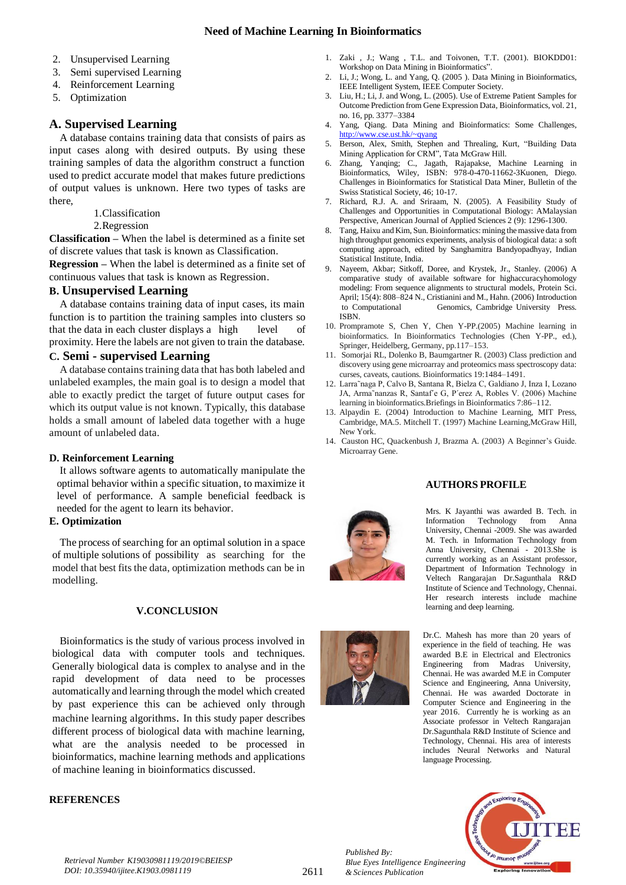2. Unsupervised Learning
3. Semi supervised Learning
4. Reinforcement Learning
5. Optimization

## A. Supervised Learning

A database contains training data that consists of pairs as input cases along with desired outputs. By using these training samples of data the algorithm construct a function used to predict accurate model that makes future predictions of output values is unknown. Here two types of tasks are there,

1.Classification
2.Regression

**Classification** – When the label is determined as a finite set of discrete values that task is known as Classification.

**Regression** – When the label is determined as a finite set of continuous values that task is known as Regression.

## B. Unsupervised Learning

A database contains training data of input cases, its main function is to partition the training samples into clusters so that the data in each cluster displays a high level of proximity. Here the labels are not given to train the database.

## C. Semi - supervised Learning

A database contains training data that has both labeled and unlabeled examples, the main goal is to design a model that able to exactly predict the target of future output cases for which its output value is not known. Typically, this database holds a small amount of labeled data together with a huge amount of unlabeled data.

### D. Reinforcement Learning

It allows software agents to automatically manipulate the optimal behavior within a specific situation, to maximize it level of performance. A sample beneficial feedback is needed for the agent to learn its behavior.

### E. Optimization

The process of searching for an optimal solution in a space of multiple solutions of possibility as searching for the model that best fits the data, optimization methods can be in modelling.

## V.CONCLUSION

Bioinformatics is the study of various process involved in biological data with computer tools and techniques. Generally biological data is complex to analyse and in the rapid development of data need to be processes automatically and learning through the model which created by past experience this can be achieved only through machine learning algorithms. In this study paper describes different process of biological data with machine learning, what are the analysis needed to be processed in bioinformatics, machine learning methods and applications of machine leaning in bioinformatics discussed.

## REFERENCES

1. Zaki , J.; Wang , T.L. and Toivonen, T.T. (2001). BIOKDD01: Workshop on Data Mining in Bioinformatics".
2. Li, J.; Wong, L. and Yang, Q. (2005 ). Data Mining in Bioinformatics, IEEE Intelligent System, IEEE Computer Society.
3. Liu, H.; Li, J. and Wong, L. (2005). Use of Extreme Patient Samples for Outcome Prediction from Gene Expression Data, Bioinformatics, vol. 21, no. 16, pp. 3377–3384
4. Yang, Qiang. Data Mining and Bioinformatics: Some Challenges, http://www.cse.ust.hk/~qyang
5. Berson, Alex, Smith, Stephen and Threaling, Kurt, "Building Data Mining Application for CRM", Tata McGraw Hill.
6. Zhang, Yanqing; C., Jagath, Rajapakse, Machine Learning in Bioinformatics, Wiley, ISBN: 978-0-470-11662-3Kuonen, Diego. Challenges in Bioinformatics for Statistical Data Miner, Bulletin of the Swiss Statistical Society, 46; 10-17.
7. Richard, R.J. A. and Sriraam, N. (2005). A Feasibility Study of Challenges and Opportunities in Computational Biology: AMalaysian Perspective, American Journal of Applied Sciences 2 (9): 1296-1300.
8. Tang, Haixu and Kim, Sun. Bioinformatics: mining the massive data from high throughput genomics experiments, analysis of biological data: a soft computing approach, edited by Sanghamitra Bandyopadhyay, Indian Statistical Institute, India.
9. Nayeem, Akbar; Sitkoff, Doree, and Krystek, Jr., Stanley. (2006) A comparative study of available software for highaccuracyhomology modeling: From sequence alignments to structural models, Protein Sci. April; 15(4): 808–824 N., Cristianini and M., Hahn. (2006) Introduction to Computational Genomics, Cambridge University Press. ISBN.
10. Prompramote S, Chen Y, Chen Y-PP.(2005) Machine learning in bioinformatics. In Bioinformatics Technologies (Chen Y-PP., ed.), Springer, Heidelberg, Germany, pp.117–153.
11. Somorjai RL, Dolenko B, Baumgartner R. (2003) Class prediction and discovery using gene microarray and proteomics mass spectroscopy data: curses, caveats, cautions. Bioinformatics 19:1484–1491.
12. Larra˜naga P, Calvo B, Santana R, Bielza C, Galdiano J, Inza I, Lozano JA, Arma˜nanzas R, Santaf´e G, P´erez A, Robles V. (2006) Machine learning in bioinformatics.Briefings in Bioinformatics 7:86–112.
13. Alpaydin E. (2004) Introduction to Machine Learning, MIT Press, Cambridge, MA.5. Mitchell T. (1997) Machine Learning,McGraw Hill, New York.
14. Causton HC, Quackenbush J, Brazma A. (2003) A Beginner's Guide. Microarray Gene.

### AUTHORS PROFILE

Mrs. K Jayanthi was awarded B. Tech. in Information Technology from Anna University, Chennai -2009. She was awarded M. Tech. in Information Technology from Anna University, Chennai - 2013.She is currently working as an Assistant professor, Department of Information Technology in Veltech Rangarajan Dr.Sagunthala R&D Institute of Science and Technology, Chennai. Her research interests include machine learning and deep learning.

Dr.C. Mahesh has more than 20 years of experience in the field of teaching. He was awarded B.E in Electrical and Electronics Engineering from Madras University, Chennai. He was awarded M.E in Computer Science and Engineering, Anna University, Chennai. He was awarded Doctorate in Computer Science and Engineering in the year 2016. Currently he is working as an Associate professor in Veltech Rangarajan Dr.Sagunthala R&D Institute of Science and Technology, Chennai. His area of interests includes Neural Networks and Natural language Processing.